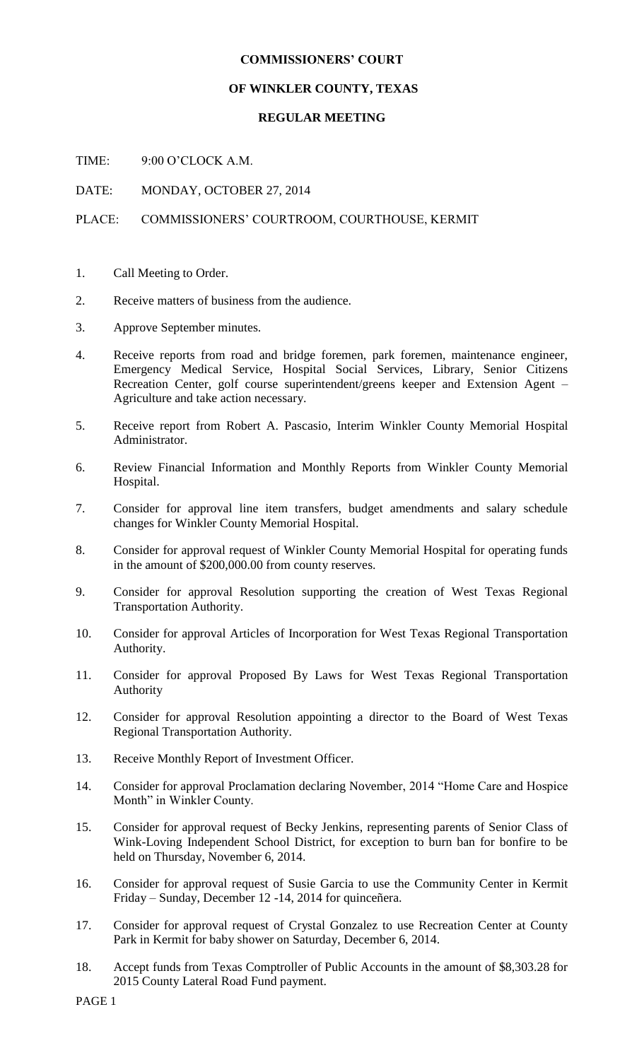# COMMISSIONERS' COURT

## OF WINKLER COUNTY, TEXAS

### REGULAR MEETING

TIME: 9:00 O'CLOCK A.M.

DATE: MONDAY, OCTOBER 27, 2014

PLACE: COMMISSIONERS' COURTROOM, COURTHOUSE, KERMIT

1. Call Meeting to Order.
2. Receive matters of business from the audience.
3. Approve September minutes.
4. Receive reports from road and bridge foremen, park foremen, maintenance engineer, Emergency Medical Service, Hospital Social Services, Library, Senior Citizens Recreation Center, golf course superintendent/greens keeper and Extension Agent – Agriculture and take action necessary.
5. Receive report from Robert A. Pascasio, Interim Winkler County Memorial Hospital Administrator.
6. Review Financial Information and Monthly Reports from Winkler County Memorial Hospital.
7. Consider for approval line item transfers, budget amendments and salary schedule changes for Winkler County Memorial Hospital.
8. Consider for approval request of Winkler County Memorial Hospital for operating funds in the amount of $200,000.00 from county reserves.
9. Consider for approval Resolution supporting the creation of West Texas Regional Transportation Authority.
10. Consider for approval Articles of Incorporation for West Texas Regional Transportation Authority.
11. Consider for approval Proposed By Laws for West Texas Regional Transportation Authority
12. Consider for approval Resolution appointing a director to the Board of West Texas Regional Transportation Authority.
13. Receive Monthly Report of Investment Officer.
14. Consider for approval Proclamation declaring November, 2014 "Home Care and Hospice Month" in Winkler County.
15. Consider for approval request of Becky Jenkins, representing parents of Senior Class of Wink-Loving Independent School District, for exception to burn ban for bonfire to be held on Thursday, November 6, 2014.
16. Consider for approval request of Susie Garcia to use the Community Center in Kermit Friday – Sunday, December 12 -14, 2014 for quinceñera.
17. Consider for approval request of Crystal Gonzalez to use Recreation Center at County Park in Kermit for baby shower on Saturday, December 6, 2014.
18. Accept funds from Texas Comptroller of Public Accounts in the amount of $8,303.28 for 2015 County Lateral Road Fund payment.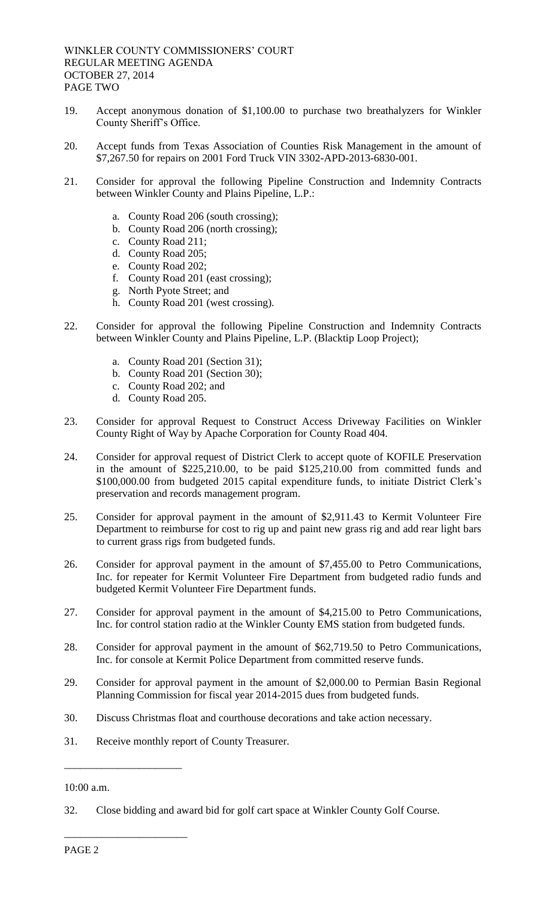19. Accept anonymous donation of $1,100.00 to purchase two breathalyzers for Winkler County Sheriff's Office.

20. Accept funds from Texas Association of Counties Risk Management in the amount of $7,267.50 for repairs on 2001 Ford Truck VIN 3302-APD-2013-6830-001.

21. Consider for approval the following Pipeline Construction and Indemnity Contracts between Winkler County and Plains Pipeline, L.P.:

    a. County Road 206 (south crossing);
    b. County Road 206 (north crossing);
    c. County Road 211;
    d. County Road 205;
    e. County Road 202;
    f. County Road 201 (east crossing);
    g. North Pyote Street; and
    h. County Road 201 (west crossing).

22. Consider for approval the following Pipeline Construction and Indemnity Contracts between Winkler County and Plains Pipeline, L.P. (Blacktip Loop Project);

    a. County Road 201 (Section 31);
    b. County Road 201 (Section 30);
    c. County Road 202; and
    d. County Road 205.

23. Consider for approval Request to Construct Access Driveway Facilities on Winkler County Right of Way by Apache Corporation for County Road 404.

24. Consider for approval request of District Clerk to accept quote of KOFILE Preservation in the amount of $225,210.00, to be paid $125,210.00 from committed funds and $100,000.00 from budgeted 2015 capital expenditure funds, to initiate District Clerk's preservation and records management program.

25. Consider for approval payment in the amount of $2,911.43 to Kermit Volunteer Fire Department to reimburse for cost to rig up and paint new grass rig and add rear light bars to current grass rigs from budgeted funds.

26. Consider for approval payment in the amount of $7,455.00 to Petro Communications, Inc. for repeater for Kermit Volunteer Fire Department from budgeted radio funds and budgeted Kermit Volunteer Fire Department funds.

27. Consider for approval payment in the amount of $4,215.00 to Petro Communications, Inc. for control station radio at the Winkler County EMS station from budgeted funds.

28. Consider for approval payment in the amount of $62,719.50 to Petro Communications, Inc. for console at Kermit Police Department from committed reserve funds.

29. Consider for approval payment in the amount of $2,000.00 to Permian Basin Regional Planning Commission for fiscal year 2014-2015 dues from budgeted funds.

30. Discuss Christmas float and courthouse decorations and take action necessary.

31. Receive monthly report of County Treasurer.

---

10:00 a.m.

32. Close bidding and award bid for golf cart space at Winkler County Golf Course.

---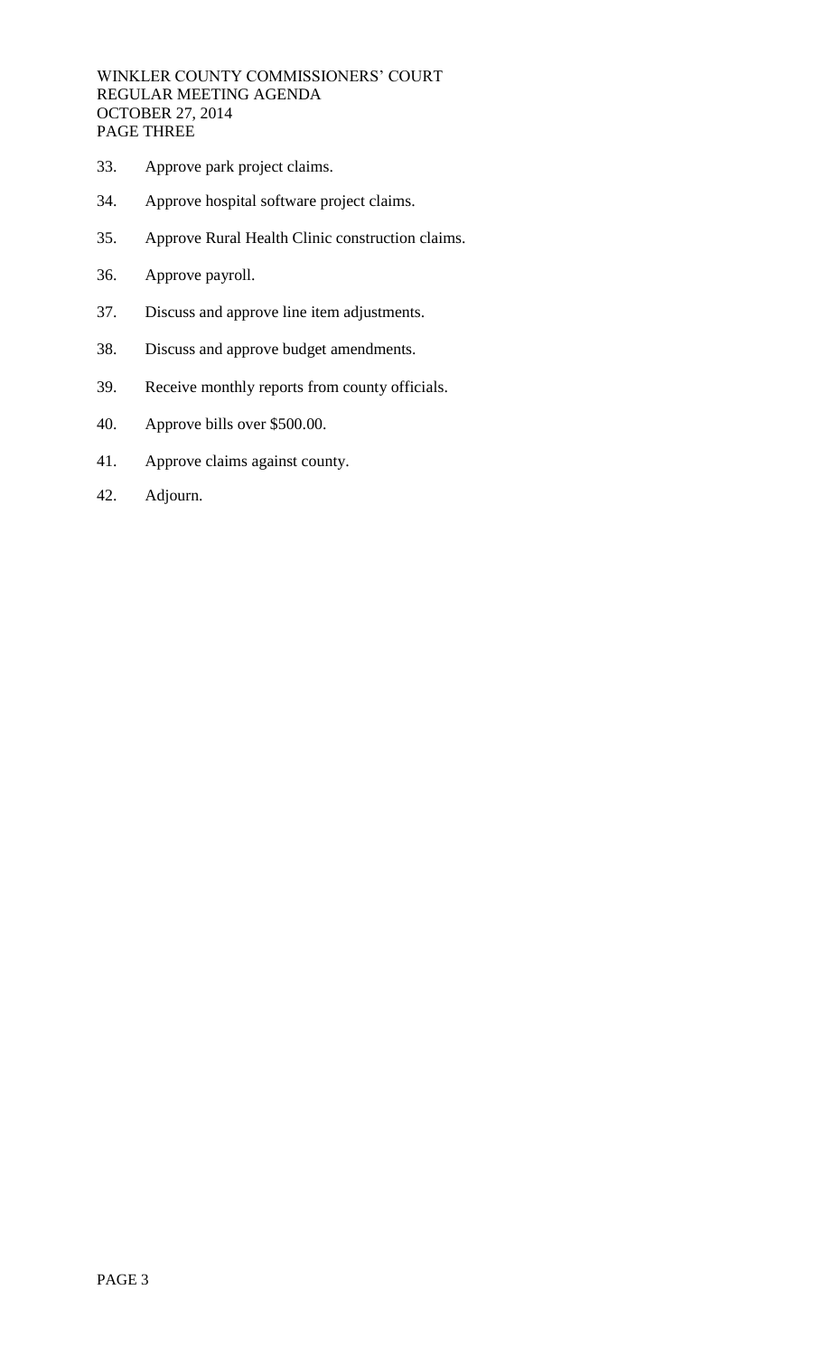33. Approve park project claims.
34. Approve hospital software project claims.
35. Approve Rural Health Clinic construction claims.
36. Approve payroll.
37. Discuss and approve line item adjustments.
38. Discuss and approve budget amendments.
39. Receive monthly reports from county officials.
40. Approve bills over $500.00.
41. Approve claims against county.
42. Adjourn.